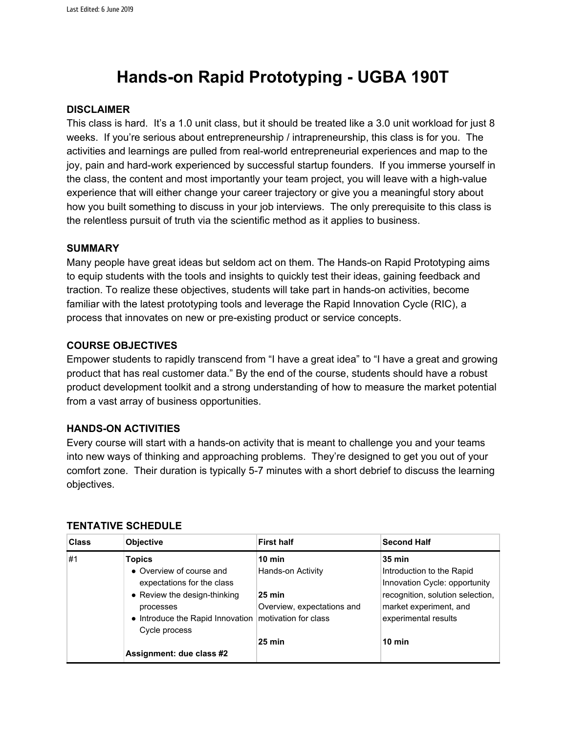Last Edited: 6 June 2019

# Hands-on Rapid Prototyping - UGBA 190T

### DISCLAIMER

This class is hard. It's a 1.0 unit class, but it should be treated like a 3.0 unit workload for just 8 weeks. If you're serious about entrepreneurship / intrapreneurship, this class is for you. The activities and learnings are pulled from real-world entrepreneurial experiences and map to the joy, pain and hard-work experienced by successful startup founders. If you immerse yourself in the class, the content and most importantly your team project, you will leave with a high-value experience that will either change your career trajectory or give you a meaningful story about how you built something to discuss in your job interviews. The only prerequisite to this class is the relentless pursuit of truth via the scientific method as it applies to business.

### SUMMARY

Many people have great ideas but seldom act on them. The Hands-on Rapid Prototyping aims to equip students with the tools and insights to quickly test their ideas, gaining feedback and traction. To realize these objectives, students will take part in hands-on activities, become familiar with the latest prototyping tools and leverage the Rapid Innovation Cycle (RIC), a process that innovates on new or pre-existing product or service concepts.

### COURSE OBJECTIVES

Empower students to rapidly transcend from "I have a great idea" to "I have a great and growing product that has real customer data." By the end of the course, students should have a robust product development toolkit and a strong understanding of how to measure the market potential from a vast array of business opportunities.

### HANDS-ON ACTIVITIES

Every course will start with a hands-on activity that is meant to challenge you and your teams into new ways of thinking and approaching problems. They're designed to get you out of your comfort zone. Their duration is typically 5-7 minutes with a short debrief to discuss the learning objectives.

### TENTATIVE SCHEDULE

| Class | Objective | First half | Second Half |
|---|---|---|---|
| #1 | **Topics**<br>• Overview of course and expectations for the class<br>• Review the design-thinking processes<br>• Introduce the Rapid Innovation Cycle process<br><br>**Assignment: due class #2** | **10 min**<br>Hands-on Activity<br><br>**25 min**<br>Overview, expectations and motivation for class<br><br>**25 min** | **35 min**<br>Introduction to the Rapid Innovation Cycle: opportunity recognition, solution selection, market experiment, and experimental results<br><br>**10 min** |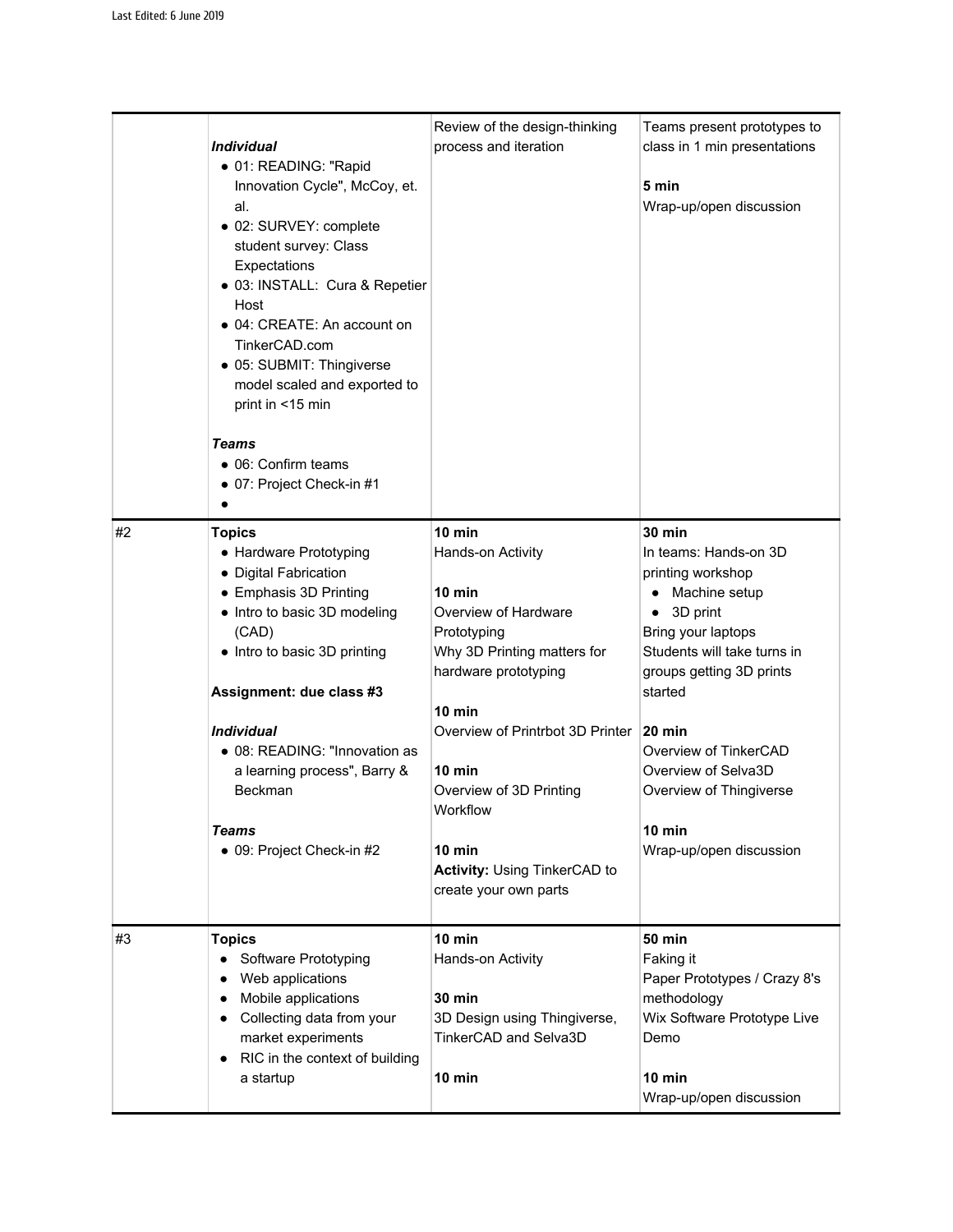| | | | |
|---|---|---|---|
| | ***Individual***<br>• 01: READING: "Rapid Innovation Cycle", McCoy, et. al.<br>• 02: SURVEY: complete student survey: Class Expectations<br>• 03: INSTALL: Cura & Repetier Host<br>• 04: CREATE: An account on TinkerCAD.com<br>• 05: SUBMIT: Thingiverse model scaled and exported to print in <15 min<br><br>***Teams***<br>• 06: Confirm teams<br>• 07: Project Check-in #1<br>• | Review of the design-thinking process and iteration | Teams present prototypes to class in 1 min presentations<br><br>**5 min**<br>Wrap-up/open discussion |
| #2 | **Topics**<br>• Hardware Prototyping<br>• Digital Fabrication<br>• Emphasis 3D Printing<br>• Intro to basic 3D modeling (CAD)<br>• Intro to basic 3D printing<br><br>**Assignment: due class #3**<br><br>***Individual***<br>• 08: READING: "Innovation as a learning process", Barry & Beckman<br><br>***Teams***<br>• 09: Project Check-in #2 | **10 min**<br>Hands-on Activity<br><br>**10 min**<br>Overview of Hardware Prototyping<br>Why 3D Printing matters for hardware prototyping<br><br>**10 min**<br>Overview of Printrbot 3D Printer<br><br>**10 min**<br>Overview of 3D Printing Workflow<br><br>**10 min**<br>**Activity:** Using TinkerCAD to create your own parts | **30 min**<br>In teams: Hands-on 3D printing workshop<br>• Machine setup<br>• 3D print<br>Bring your laptops<br>Students will take turns in groups getting 3D prints started<br><br>**20 min**<br>Overview of TinkerCAD<br>Overview of Selva3D<br>Overview of Thingiverse<br><br>**10 min**<br>Wrap-up/open discussion |
| #3 | **Topics**<br>• Software Prototyping<br>• Web applications<br>• Mobile applications<br>• Collecting data from your market experiments<br>• RIC in the context of building a startup | **10 min**<br>Hands-on Activity<br><br>**30 min**<br>3D Design using Thingiverse, TinkerCAD and Selva3D<br><br>**10 min** | **50 min**<br>Faking it<br>Paper Prototypes / Crazy 8's methodology<br>Wix Software Prototype Live Demo<br><br>**10 min**<br>Wrap-up/open discussion |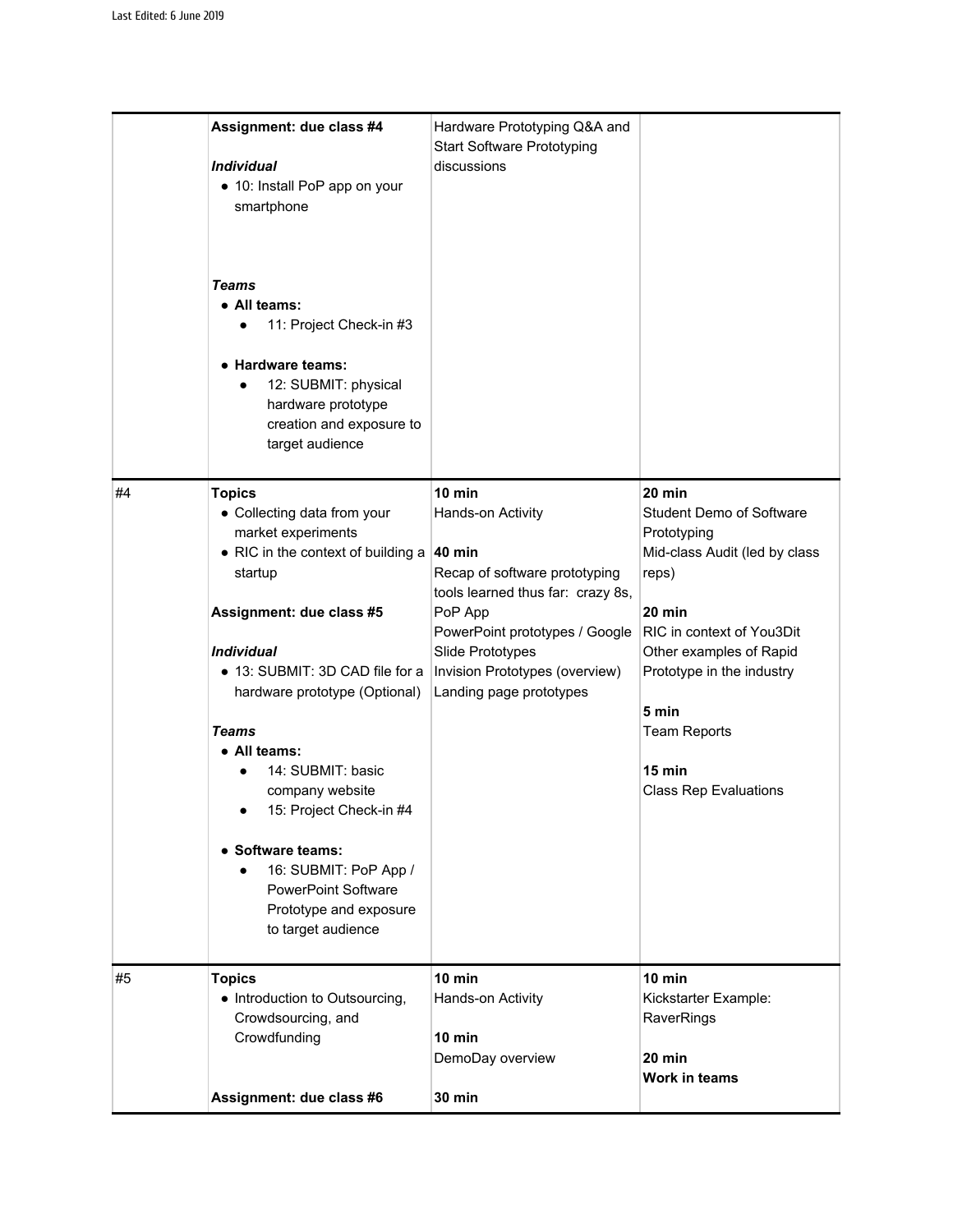| | | | |
|---|---|---|---|
| | **Assignment: due class #4**<br><br>***Individual***<br>• 10: Install PoP app on your smartphone<br><br>***Teams***<br>• **All teams:**<br>  ◦ 11: Project Check-in #3<br><br>• **Hardware teams:**<br>  ◦ 12: SUBMIT: physical hardware prototype creation and exposure to target audience | Hardware Prototyping Q&A and Start Software Prototyping discussions | |
| #4 | **Topics**<br>• Collecting data from your market experiments<br>• RIC in the context of building a startup<br><br>**Assignment: due class #5**<br><br>***Individual***<br>• 13: SUBMIT: 3D CAD file for a hardware prototype (Optional)<br><br>***Teams***<br>• **All teams:**<br>  ◦ 14: SUBMIT: basic company website<br>  ◦ 15: Project Check-in #4<br><br>• **Software teams:**<br>  ◦ 16: SUBMIT: PoP App / PowerPoint Software Prototype and exposure to target audience | **10 min**<br>Hands-on Activity<br><br>**40 min**<br>Recap of software prototyping tools learned thus far: crazy 8s, PoP App<br>PowerPoint prototypes / Google Slide Prototypes<br>Invision Prototypes (overview)<br>Landing page prototypes | **20 min**<br>Student Demo of Software Prototyping<br>Mid-class Audit (led by class reps)<br><br>**20 min**<br>RIC in context of You3Dit<br>Other examples of Rapid Prototype in the industry<br><br>**5 min**<br>Team Reports<br><br>**15 min**<br>Class Rep Evaluations |
| #5 | **Topics**<br>• Introduction to Outsourcing, Crowdsourcing, and Crowdfunding<br><br>**Assignment: due class #6** | **10 min**<br>Hands-on Activity<br><br>**10 min**<br>DemoDay overview<br><br>**30 min** | **10 min**<br>Kickstarter Example: RaverRings<br><br>**20 min**<br>**Work in teams** |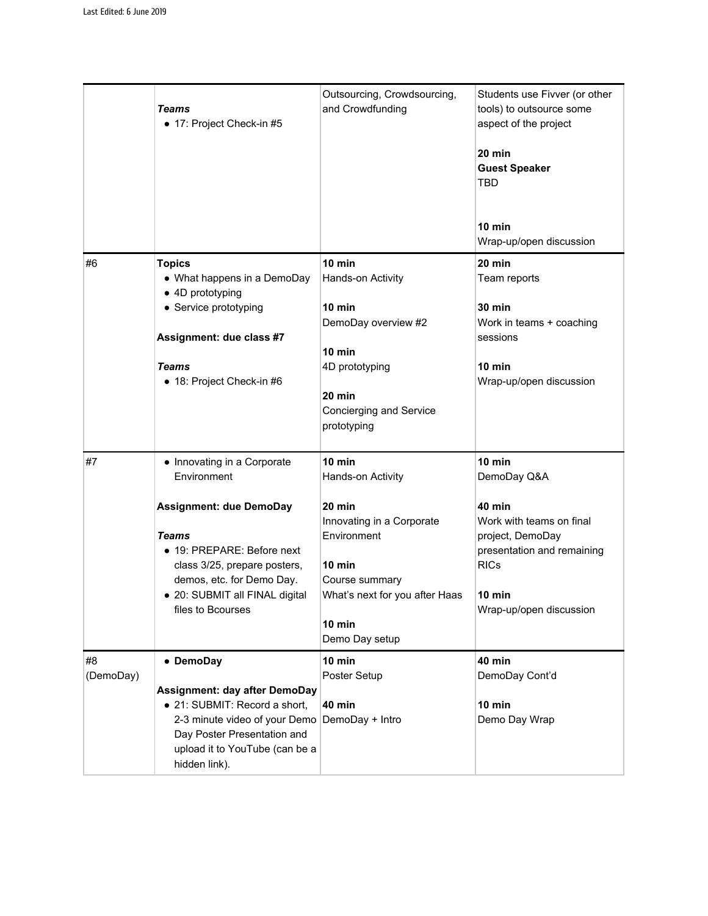| | | | |
|---|---|---|---|
| | ***Teams***<br>• 17: Project Check-in #5 | Outsourcing, Crowdsourcing, and Crowdfunding | Students use Fivver (or other tools) to outsource some aspect of the project<br><br>**20 min**<br>**Guest Speaker**<br>TBD<br><br>**10 min**<br>Wrap-up/open discussion |
| #6 | **Topics**<br>• What happens in a DemoDay<br>• 4D prototyping<br>• Service prototyping<br><br>**Assignment: due class #7**<br><br>***Teams***<br>• 18: Project Check-in #6 | **10 min**<br>Hands-on Activity<br><br>**10 min**<br>DemoDay overview #2<br><br>**10 min**<br>4D prototyping<br><br>**20 min**<br>Concierging and Service prototyping | **20 min**<br>Team reports<br><br>**30 min**<br>Work in teams + coaching sessions<br><br>**10 min**<br>Wrap-up/open discussion |
| #7 | • Innovating in a Corporate Environment<br><br>**Assignment: due DemoDay**<br><br>***Teams***<br>• 19: PREPARE: Before next class 3/25, prepare posters, demos, etc. for Demo Day.<br>• 20: SUBMIT all FINAL digital files to Bcourses | **10 min**<br>Hands-on Activity<br><br>**20 min**<br>Innovating in a Corporate Environment<br><br>**10 min**<br>Course summary<br>What's next for you after Haas<br><br>**10 min**<br>Demo Day setup | **10 min**<br>DemoDay Q&A<br><br>**40 min**<br>Work with teams on final project, DemoDay presentation and remaining RICs<br><br>**10 min**<br>Wrap-up/open discussion |
| #8 (DemoDay) | • **DemoDay**<br><br>**Assignment: day after DemoDay**<br>• 21: SUBMIT: Record a short, 2-3 minute video of your Demo Day Poster Presentation and upload it to YouTube (can be a hidden link). | **10 min**<br>Poster Setup<br><br>**40 min**<br>DemoDay + Intro | **40 min**<br>DemoDay Cont'd<br><br>**10 min**<br>Demo Day Wrap |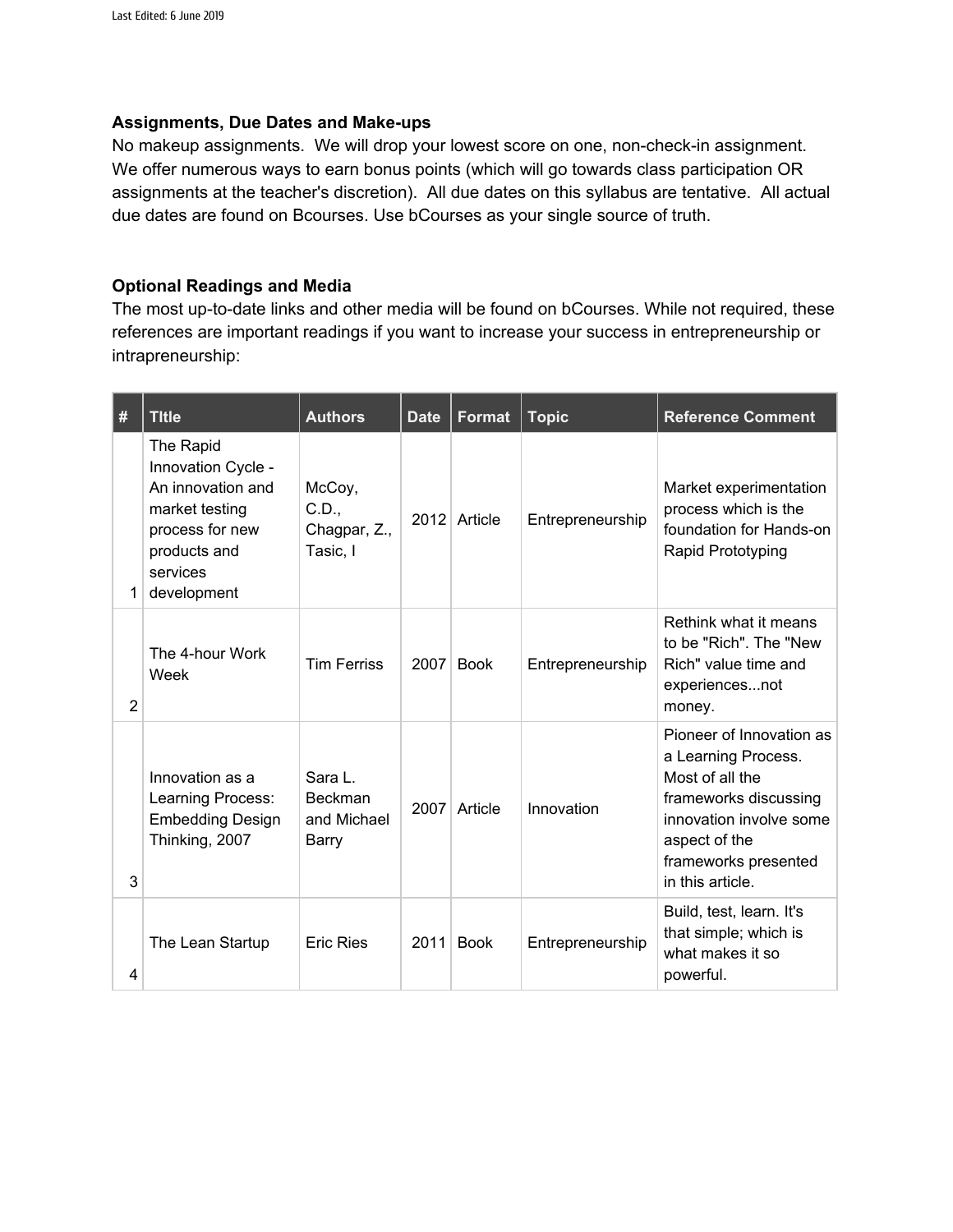### Assignments, Due Dates and Make-ups

No makeup assignments. We will drop your lowest score on one, non-check-in assignment. We offer numerous ways to earn bonus points (which will go towards class participation OR assignments at the teacher's discretion). All due dates on this syllabus are tentative. All actual due dates are found on Bcourses. Use bCourses as your single source of truth.

### Optional Readings and Media

The most up-to-date links and other media will be found on bCourses. While not required, these references are important readings if you want to increase your success in entrepreneurship or intrapreneurship:

| # | TItle | Authors | Date | Format | Topic | Reference Comment |
|---|---|---|---|---|---|---|
| 1 | The Rapid Innovation Cycle - An innovation and market testing process for new products and services development | McCoy, C.D., Chagpar, Z., Tasic, I | 2012 | Article | Entrepreneurship | Market experimentation process which is the foundation for Hands-on Rapid Prototyping |
| 2 | The 4-hour Work Week | Tim Ferriss | 2007 | Book | Entrepreneurship | Rethink what it means to be "Rich". The "New Rich" value time and experiences...not money. |
| 3 | Innovation as a Learning Process: Embedding Design Thinking, 2007 | Sara L. Beckman and Michael Barry | 2007 | Article | Innovation | Pioneer of Innovation as a Learning Process. Most of all the frameworks discussing innovation involve some aspect of the frameworks presented in this article. |
| 4 | The Lean Startup | Eric Ries | 2011 | Book | Entrepreneurship | Build, test, learn. It's that simple; which is what makes it so powerful. |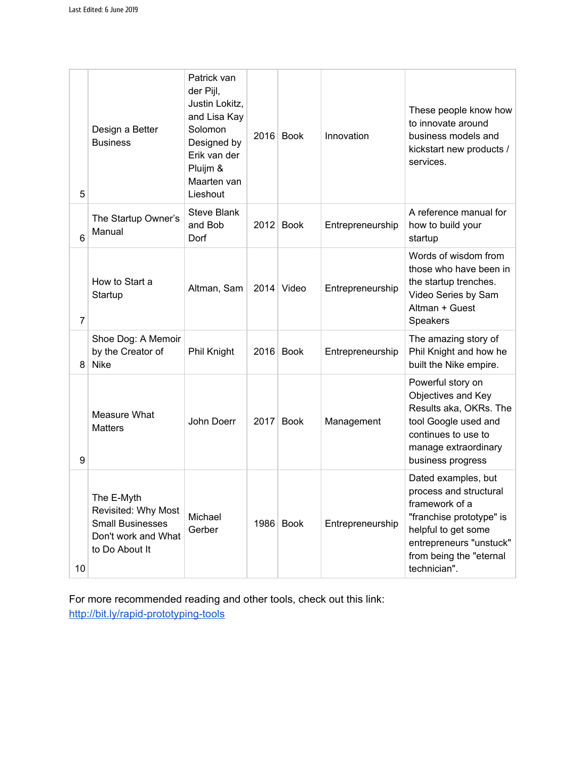| 5 | Design a Better Business | Patrick van der Pijl, Justin Lokitz, and Lisa Kay Solomon Designed by Erik van der Pluijm & Maarten van Lieshout | 2016 | Book | Innovation | These people know how to innovate around business models and kickstart new products / services. |
|---|---|---|---|---|---|---|
| 6 | The Startup Owner's Manual | Steve Blank and Bob Dorf | 2012 | Book | Entrepreneurship | A reference manual for how to build your startup |
| 7 | How to Start a Startup | Altman, Sam | 2014 | Video | Entrepreneurship | Words of wisdom from those who have been in the startup trenches. Video Series by Sam Altman + Guest Speakers |
| 8 | Shoe Dog: A Memoir by the Creator of Nike | Phil Knight | 2016 | Book | Entrepreneurship | The amazing story of Phil Knight and how he built the Nike empire. |
| 9 | Measure What Matters | John Doerr | 2017 | Book | Management | Powerful story on Objectives and Key Results aka, OKRs. The tool Google used and continues to use to manage extraordinary business progress |
| 10 | The E-Myth Revisited: Why Most Small Businesses Don't work and What to Do About It | Michael Gerber | 1986 | Book | Entrepreneurship | Dated examples, but process and structural framework of a "franchise prototype" is helpful to get some entrepreneurs "unstuck" from being the "eternal technician". |

For more recommended reading and other tools, check out this link: [http://bit.ly/rapid-prototyping-tools](http://bit.ly/rapid-prototyping-tools)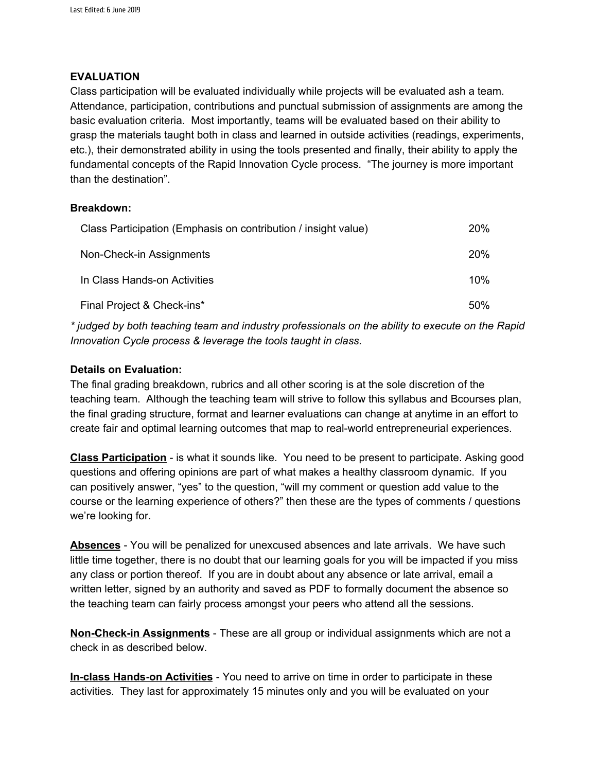## EVALUATION

Class participation will be evaluated individually while projects will be evaluated ash a team. Attendance, participation, contributions and punctual submission of assignments are among the basic evaluation criteria. Most importantly, teams will be evaluated based on their ability to grasp the materials taught both in class and learned in outside activities (readings, experiments, etc.), their demonstrated ability in using the tools presented and finally, their ability to apply the fundamental concepts of the Rapid Innovation Cycle process. "The journey is more important than the destination".

**Breakdown:**

| | |
|---|---|
| Class Participation (Emphasis on contribution / insight value) | 20% |
| Non-Check-in Assignments | 20% |
| In Class Hands-on Activities | 10% |
| Final Project & Check-ins* | 50% |

*\* judged by both teaching team and industry professionals on the ability to execute on the Rapid Innovation Cycle process & leverage the tools taught in class.*

**Details on Evaluation:**

The final grading breakdown, rubrics and all other scoring is at the sole discretion of the teaching team. Although the teaching team will strive to follow this syllabus and Bcourses plan, the final grading structure, format and learner evaluations can change at anytime in an effort to create fair and optimal learning outcomes that map to real-world entrepreneurial experiences.

**Class Participation** - is what it sounds like. You need to be present to participate. Asking good questions and offering opinions are part of what makes a healthy classroom dynamic. If you can positively answer, "yes" to the question, "will my comment or question add value to the course or the learning experience of others?" then these are the types of comments / questions we're looking for.

**Absences** - You will be penalized for unexcused absences and late arrivals. We have such little time together, there is no doubt that our learning goals for you will be impacted if you miss any class or portion thereof. If you are in doubt about any absence or late arrival, email a written letter, signed by an authority and saved as PDF to formally document the absence so the teaching team can fairly process amongst your peers who attend all the sessions.

**Non-Check-in Assignments** - These are all group or individual assignments which are not a check in as described below.

**In-class Hands-on Activities** - You need to arrive on time in order to participate in these activities. They last for approximately 15 minutes only and you will be evaluated on your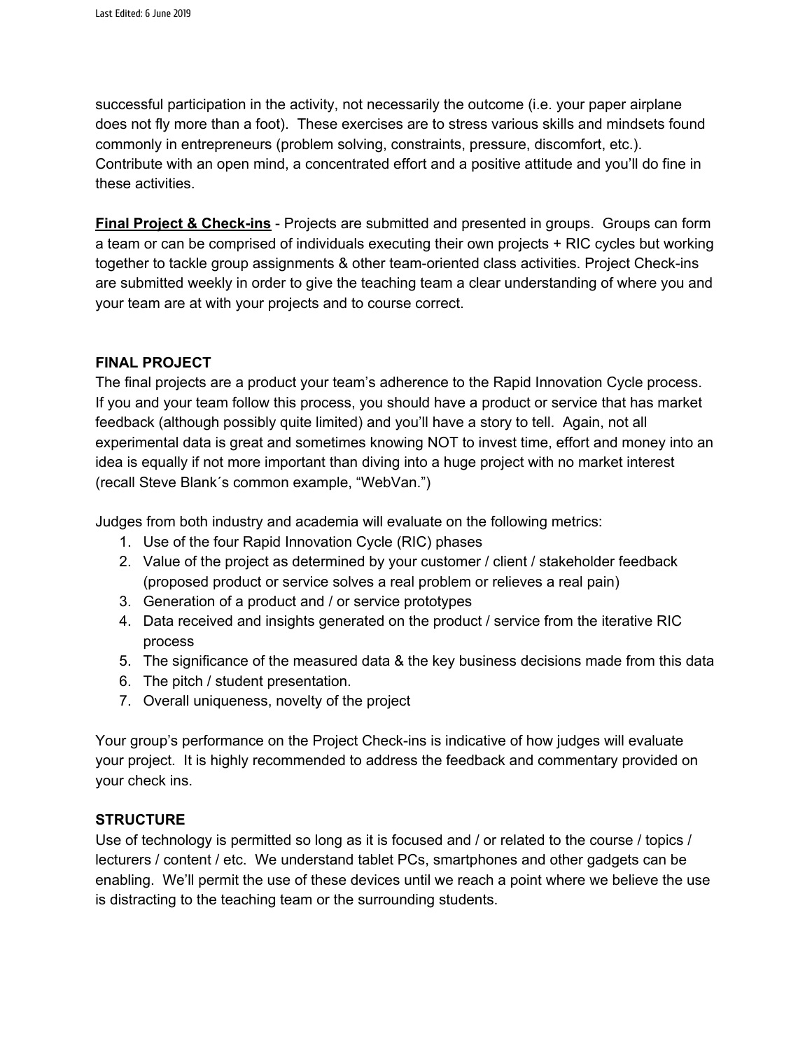successful participation in the activity, not necessarily the outcome (i.e. your paper airplane does not fly more than a foot). These exercises are to stress various skills and mindsets found commonly in entrepreneurs (problem solving, constraints, pressure, discomfort, etc.). Contribute with an open mind, a concentrated effort and a positive attitude and you'll do fine in these activities.

**Final Project & Check-ins** - Projects are submitted and presented in groups. Groups can form a team or can be comprised of individuals executing their own projects + RIC cycles but working together to tackle group assignments & other team-oriented class activities. Project Check-ins are submitted weekly in order to give the teaching team a clear understanding of where you and your team are at with your projects and to course correct.

### FINAL PROJECT

The final projects are a product your team's adherence to the Rapid Innovation Cycle process. If you and your team follow this process, you should have a product or service that has market feedback (although possibly quite limited) and you'll have a story to tell. Again, not all experimental data is great and sometimes knowing NOT to invest time, effort and money into an idea is equally if not more important than diving into a huge project with no market interest (recall Steve Blank´s common example, "WebVan.")

Judges from both industry and academia will evaluate on the following metrics:

1. Use of the four Rapid Innovation Cycle (RIC) phases
2. Value of the project as determined by your customer / client / stakeholder feedback (proposed product or service solves a real problem or relieves a real pain)
3. Generation of a product and / or service prototypes
4. Data received and insights generated on the product / service from the iterative RIC process
5. The significance of the measured data & the key business decisions made from this data
6. The pitch / student presentation.
7. Overall uniqueness, novelty of the project

Your group's performance on the Project Check-ins is indicative of how judges will evaluate your project. It is highly recommended to address the feedback and commentary provided on your check ins.

### STRUCTURE

Use of technology is permitted so long as it is focused and / or related to the course / topics / lecturers / content / etc. We understand tablet PCs, smartphones and other gadgets can be enabling. We'll permit the use of these devices until we reach a point where we believe the use is distracting to the teaching team or the surrounding students.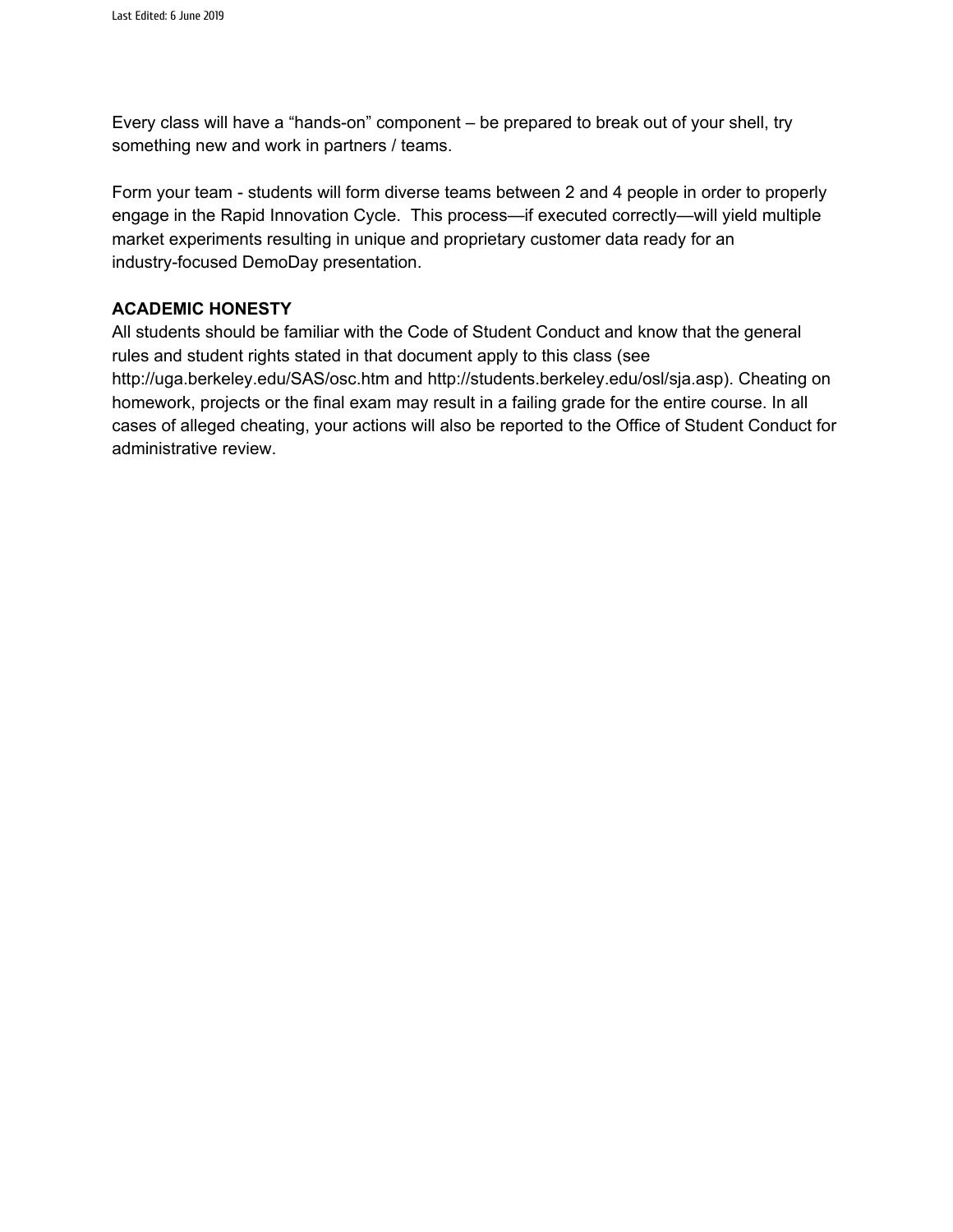Every class will have a "hands-on" component – be prepared to break out of your shell, try something new and work in partners / teams.

Form your team - students will form diverse teams between 2 and 4 people in order to properly engage in the Rapid Innovation Cycle. This process—if executed correctly—will yield multiple market experiments resulting in unique and proprietary customer data ready for an industry-focused DemoDay presentation.

**ACADEMIC HONESTY**

All students should be familiar with the Code of Student Conduct and know that the general rules and student rights stated in that document apply to this class (see http://uga.berkeley.edu/SAS/osc.htm and http://students.berkeley.edu/osl/sja.asp). Cheating on homework, projects or the final exam may result in a failing grade for the entire course. In all cases of alleged cheating, your actions will also be reported to the Office of Student Conduct for administrative review.